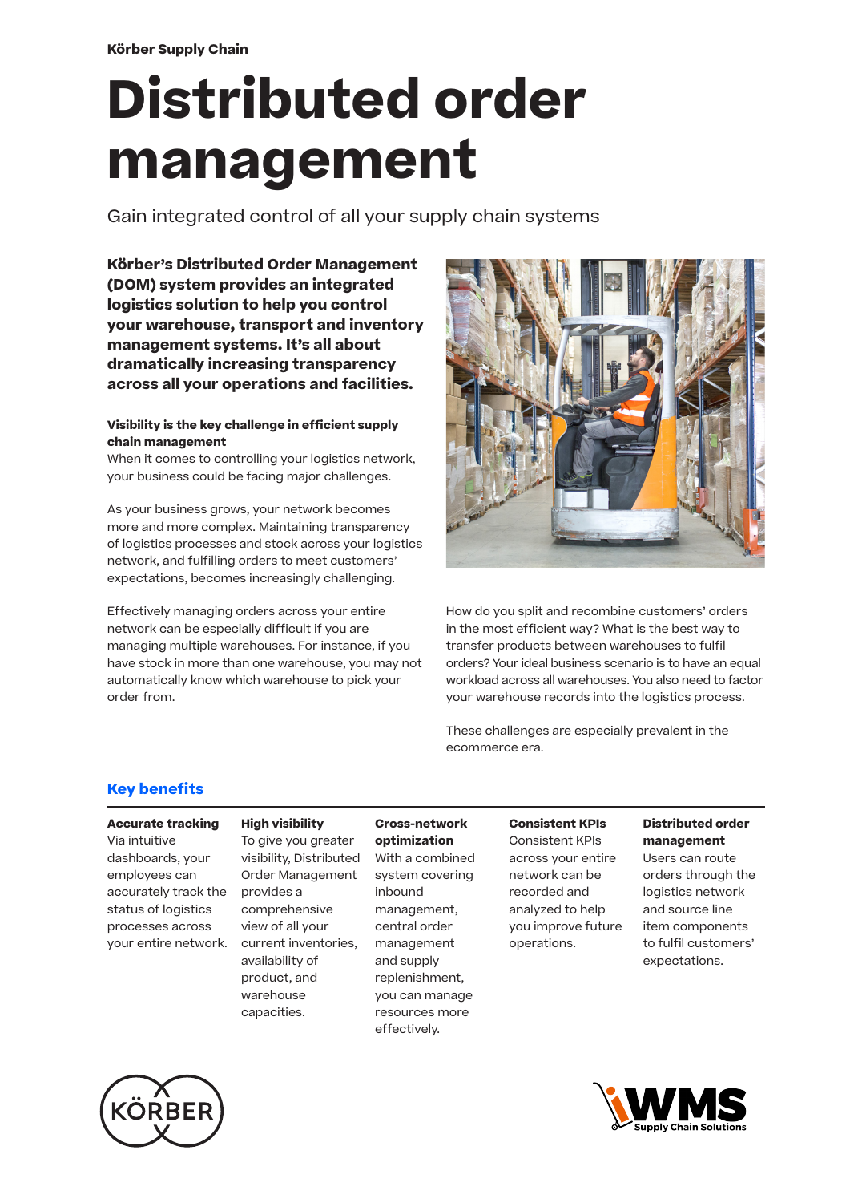Körber Supply Chain

# Distributed order management

Gain integrated control of all your supply chain systems

**Körber's Distributed Order Management (DOM) system provides an integrated logistics solution to help you control your warehouse, transport and inventory management systems. It's all about dramatically increasing transparency across all your operations and facilities.**

**Visibility is the key challenge in efficient supply chain management**

When it comes to controlling your logistics network, your business could be facing major challenges.

As your business grows, your network becomes more and more complex. Maintaining transparency of logistics processes and stock across your logistics network, and fulfilling orders to meet customers' expectations, becomes increasingly challenging.

Effectively managing orders across your entire network can be especially difficult if you are managing multiple warehouses. For instance, if you have stock in more than one warehouse, you may not automatically know which warehouse to pick your order from.

How do you split and recombine customers' orders in the most efficient way? What is the best way to transfer products between warehouses to fulfil orders? Your ideal business scenario is to have an equal workload across all warehouses. You also need to factor your warehouse records into the logistics process.

These challenges are especially prevalent in the ecommerce era.

## Key benefits

**Accurate tracking**
Via intuitive dashboards, your employees can accurately track the status of logistics processes across your entire network.

**High visibility**
To give you greater visibility, Distributed Order Management provides a comprehensive view of all your current inventories, availability of product, and warehouse capacities.

**Cross-network optimization**
With a combined system covering inbound management, central order management and supply replenishment, you can manage resources more effectively.

**Consistent KPIs**
Consistent KPIs across your entire network can be recorded and analyzed to help you improve future operations.

**Distributed order management**
Users can route orders through the logistics network and source line item components to fulfil customers' expectations.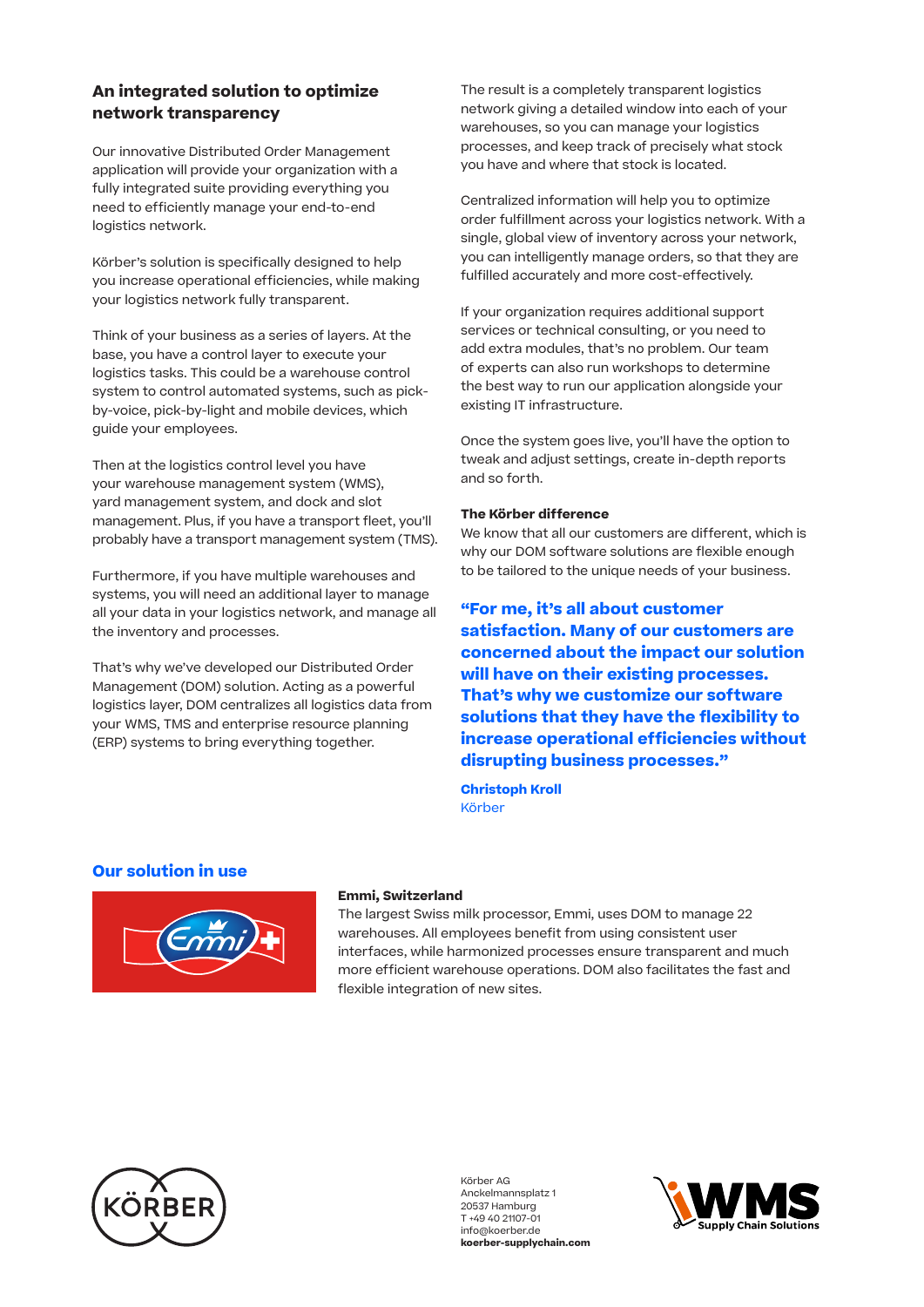## An integrated solution to optimize network transparency

Our innovative Distributed Order Management application will provide your organization with a fully integrated suite providing everything you need to efficiently manage your end-to-end logistics network.

Körber's solution is specifically designed to help you increase operational efficiencies, while making your logistics network fully transparent.

Think of your business as a series of layers. At the base, you have a control layer to execute your logistics tasks. This could be a warehouse control system to control automated systems, such as pick-by-voice, pick-by-light and mobile devices, which guide your employees.

Then at the logistics control level you have your warehouse management system (WMS), yard management system, and dock and slot management. Plus, if you have a transport fleet, you'll probably have a transport management system (TMS).

Furthermore, if you have multiple warehouses and systems, you will need an additional layer to manage all your data in your logistics network, and manage all the inventory and processes.

That's why we've developed our Distributed Order Management (DOM) solution. Acting as a powerful logistics layer, DOM centralizes all logistics data from your WMS, TMS and enterprise resource planning (ERP) systems to bring everything together.

The result is a completely transparent logistics network giving a detailed window into each of your warehouses, so you can manage your logistics processes, and keep track of precisely what stock you have and where that stock is located.

Centralized information will help you to optimize order fulfillment across your logistics network. With a single, global view of inventory across your network, you can intelligently manage orders, so that they are fulfilled accurately and more cost-effectively.

If your organization requires additional support services or technical consulting, or you need to add extra modules, that's no problem. Our team of experts can also run workshops to determine the best way to run our application alongside your existing IT infrastructure.

Once the system goes live, you'll have the option to tweak and adjust settings, create in-depth reports and so forth.

**The Körber difference**

We know that all our customers are different, which is why our DOM software solutions are flexible enough to be tailored to the unique needs of your business.

> **"For me, it's all about customer satisfaction. Many of our customers are concerned about the impact our solution will have on their existing processes. That's why we customize our software solutions that they have the flexibility to increase operational efficiencies without disrupting business processes."**
>
> **Christoph Kroll**
> Körber

## Our solution in use

**Emmi, Switzerland**

The largest Swiss milk processor, Emmi, uses DOM to manage 22 warehouses. All employees benefit from using consistent user interfaces, while harmonized processes ensure transparent and much more efficient warehouse operations. DOM also facilitates the fast and flexible integration of new sites.

Körber AG
Anckelmannsplatz 1
20537 Hamburg
T +49 40 21107-01
info@koerber.de
**koerber-supplychain.com**